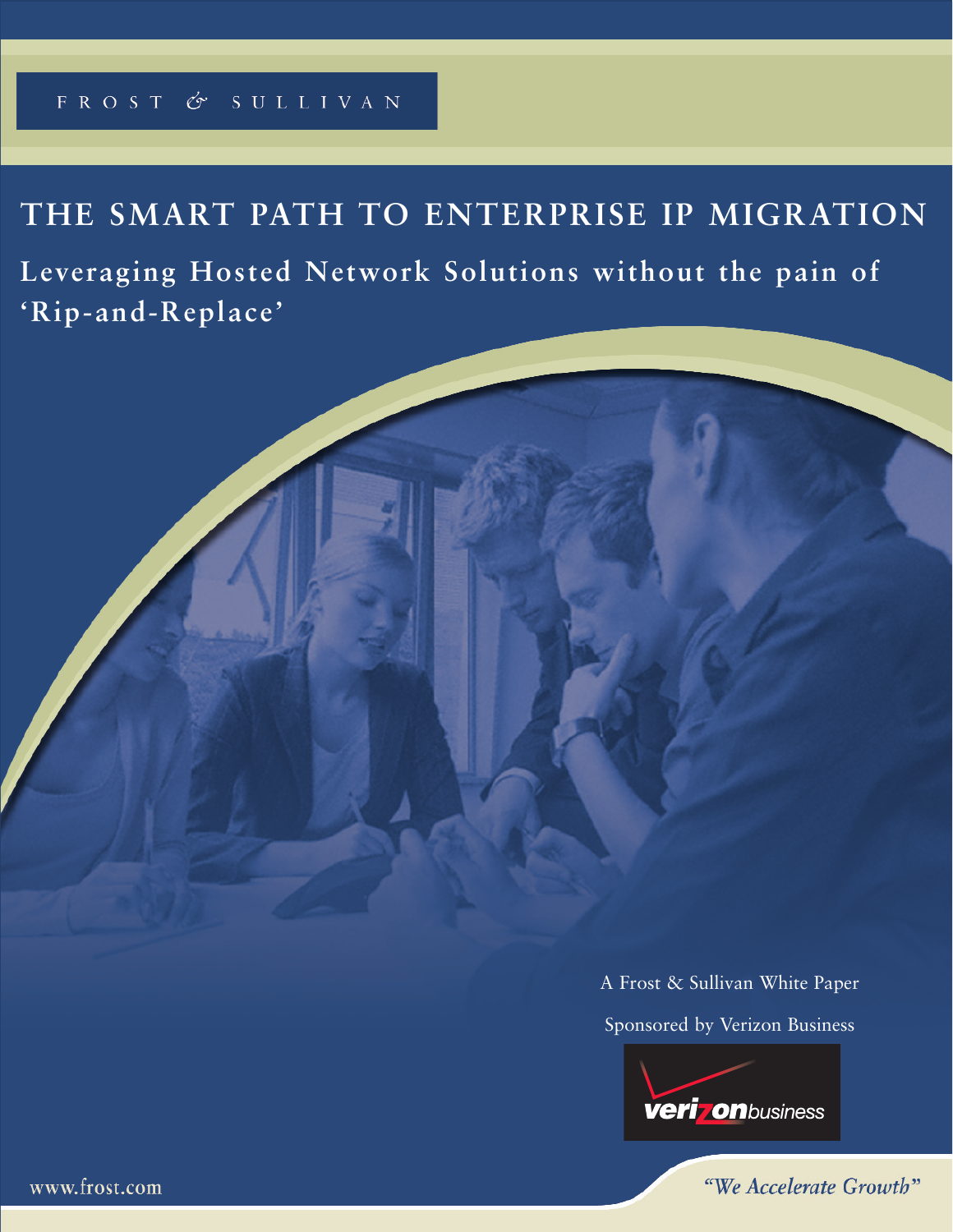FROST & SULLIVAN

# THE SMART PATH TO ENTERPRISE IP MIGRATION

## Leveraging Hosted Network Solutions without the pain of 'Rip-and-Replace'

A Frost & Sullivan White Paper

Sponsored by Verizon Business

www.frost.com

*"We Accelerate Growth"*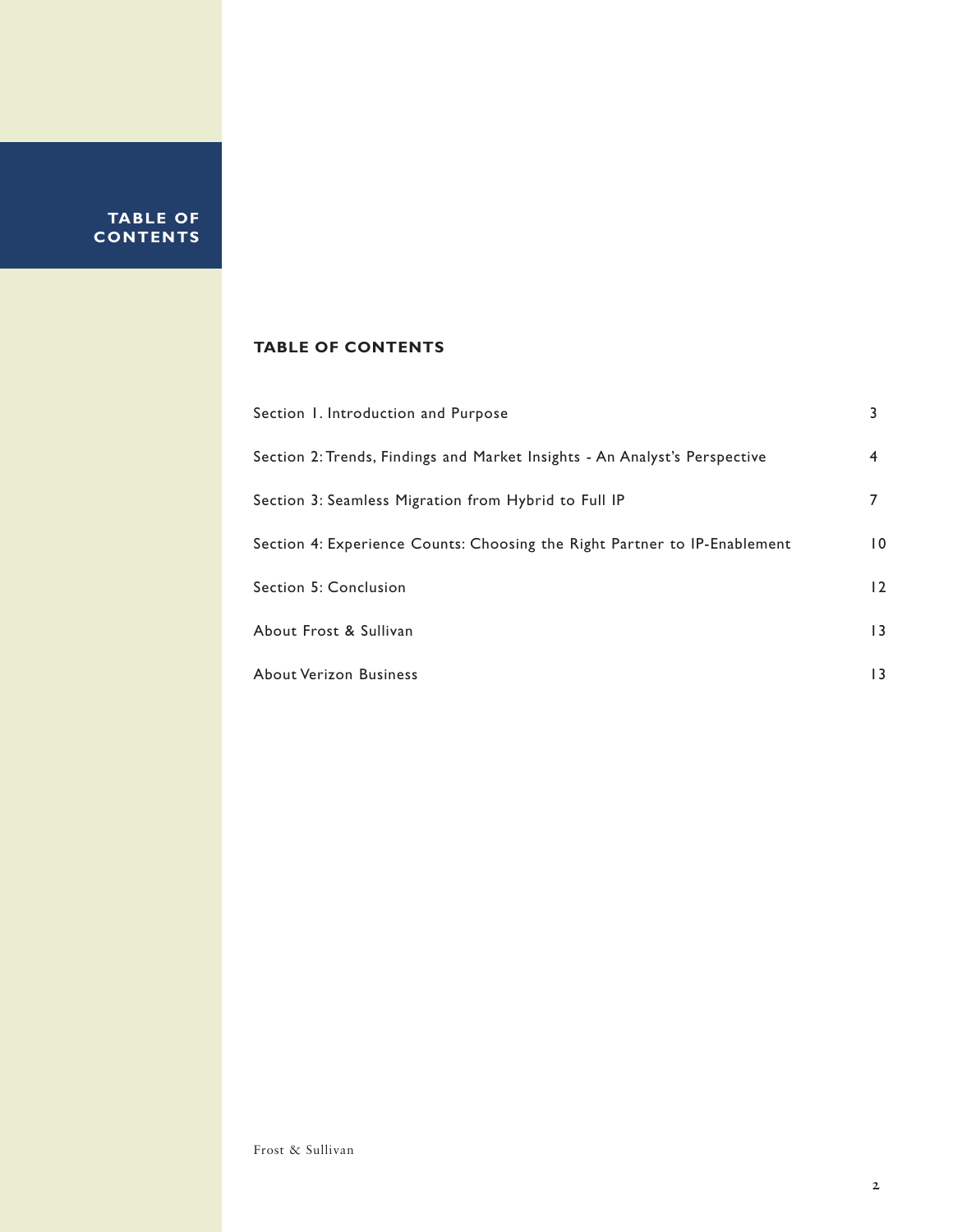# TABLE OF CONTENTS

| | |
|---|---|
| Section 1. Introduction and Purpose | 3 |
| Section 2: Trends, Findings and Market Insights - An Analyst's Perspective | 4 |
| Section 3: Seamless Migration from Hybrid to Full IP | 7 |
| Section 4: Experience Counts: Choosing the Right Partner to IP-Enablement | 10 |
| Section 5: Conclusion | 12 |
| About Frost & Sullivan | 13 |
| About Verizon Business | 13 |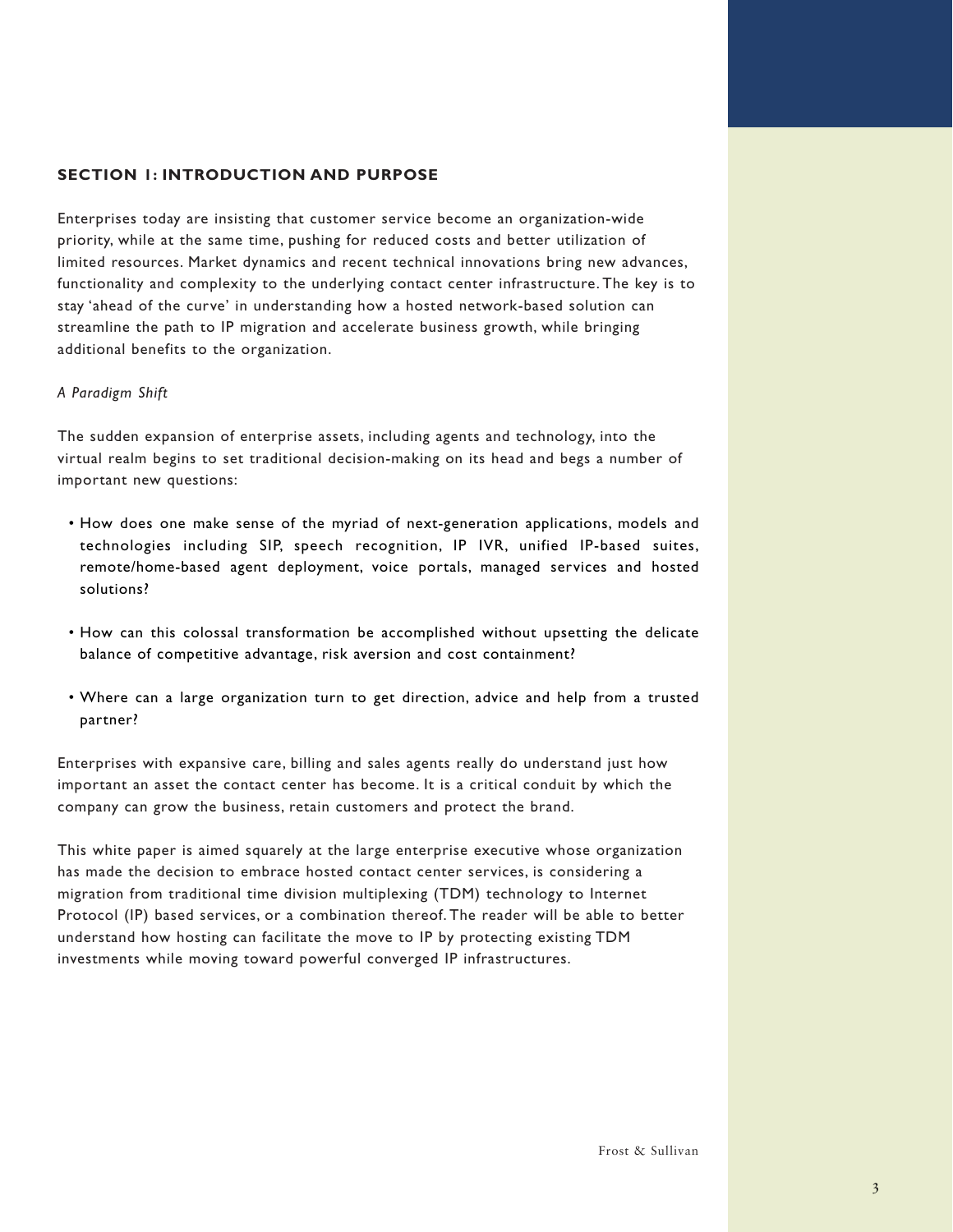## SECTION 1: INTRODUCTION AND PURPOSE

Enterprises today are insisting that customer service become an organization-wide priority, while at the same time, pushing for reduced costs and better utilization of limited resources. Market dynamics and recent technical innovations bring new advances, functionality and complexity to the underlying contact center infrastructure. The key is to stay 'ahead of the curve' in understanding how a hosted network-based solution can streamline the path to IP migration and accelerate business growth, while bringing additional benefits to the organization.

*A Paradigm Shift*

The sudden expansion of enterprise assets, including agents and technology, into the virtual realm begins to set traditional decision-making on its head and begs a number of important new questions:

- How does one make sense of the myriad of next-generation applications, models and technologies including SIP, speech recognition, IP IVR, unified IP-based suites, remote/home-based agent deployment, voice portals, managed services and hosted solutions?
- How can this colossal transformation be accomplished without upsetting the delicate balance of competitive advantage, risk aversion and cost containment?
- Where can a large organization turn to get direction, advice and help from a trusted partner?

Enterprises with expansive care, billing and sales agents really do understand just how important an asset the contact center has become. It is a critical conduit by which the company can grow the business, retain customers and protect the brand.

This white paper is aimed squarely at the large enterprise executive whose organization has made the decision to embrace hosted contact center services, is considering a migration from traditional time division multiplexing (TDM) technology to Internet Protocol (IP) based services, or a combination thereof. The reader will be able to better understand how hosting can facilitate the move to IP by protecting existing TDM investments while moving toward powerful converged IP infrastructures.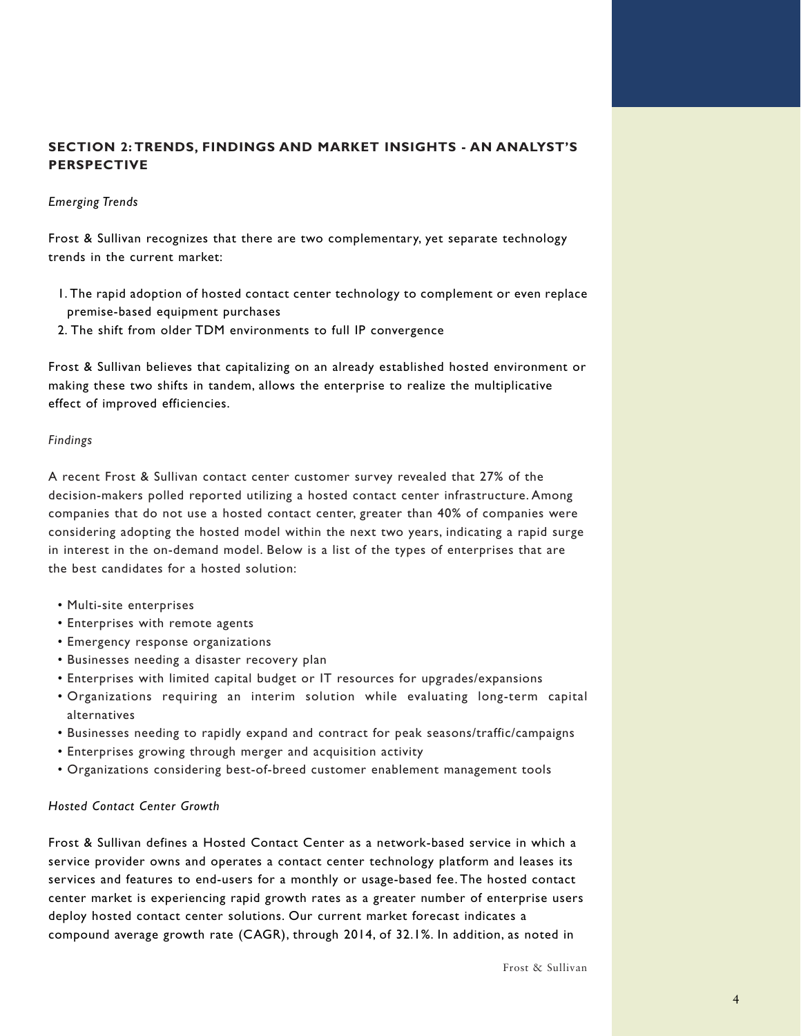## SECTION 2: TRENDS, FINDINGS AND MARKET INSIGHTS - AN ANALYST'S PERSPECTIVE

*Emerging Trends*

Frost & Sullivan recognizes that there are two complementary, yet separate technology trends in the current market:

1. The rapid adoption of hosted contact center technology to complement or even replace premise-based equipment purchases
2. The shift from older TDM environments to full IP convergence

Frost & Sullivan believes that capitalizing on an already established hosted environment or making these two shifts in tandem, allows the enterprise to realize the multiplicative effect of improved efficiencies.

*Findings*

A recent Frost & Sullivan contact center customer survey revealed that 27% of the decision-makers polled reported utilizing a hosted contact center infrastructure. Among companies that do not use a hosted contact center, greater than 40% of companies were considering adopting the hosted model within the next two years, indicating a rapid surge in interest in the on-demand model. Below is a list of the types of enterprises that are the best candidates for a hosted solution:

- Multi-site enterprises
- Enterprises with remote agents
- Emergency response organizations
- Businesses needing a disaster recovery plan
- Enterprises with limited capital budget or IT resources for upgrades/expansions
- Organizations requiring an interim solution while evaluating long-term capital alternatives
- Businesses needing to rapidly expand and contract for peak seasons/traffic/campaigns
- Enterprises growing through merger and acquisition activity
- Organizations considering best-of-breed customer enablement management tools

*Hosted Contact Center Growth*

Frost & Sullivan defines a Hosted Contact Center as a network-based service in which a service provider owns and operates a contact center technology platform and leases its services and features to end-users for a monthly or usage-based fee. The hosted contact center market is experiencing rapid growth rates as a greater number of enterprise users deploy hosted contact center solutions. Our current market forecast indicates a compound average growth rate (CAGR), through 2014, of 32.1%. In addition, as noted in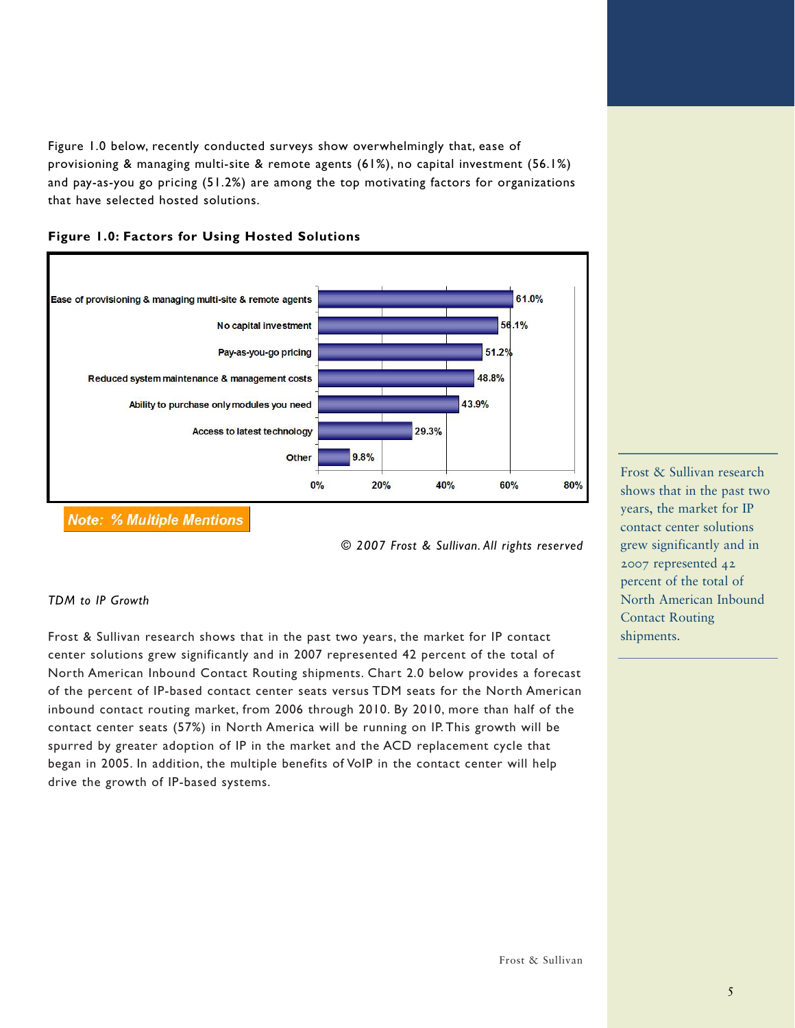Figure 1.0 below, recently conducted surveys show overwhelmingly that, ease of provisioning & managing multi-site & remote agents (61%), no capital investment (56.1%) and pay-as-you go pricing (51.2%) are among the top motivating factors for organizations that have selected hosted solutions.

**Figure 1.0: Factors for Using Hosted Solutions**

| Factor | % |
|---|---|
| Ease of provisioning & managing multi-site & remote agents | 61.0% |
| No capital investment | 56.1% |
| Pay-as-you-go pricing | 51.2% |
| Reduced system maintenance & management costs | 48.8% |
| Ability to purchase only modules you need | 43.9% |
| Access to latest technology | 29.3% |
| Other | 9.8% |

Note: % Multiple Mentions

*© 2007 Frost & Sullivan. All rights reserved*

*TDM to IP Growth*

Frost & Sullivan research shows that in the past two years, the market for IP contact center solutions grew significantly and in 2007 represented 42 percent of the total of North American Inbound Contact Routing shipments. Chart 2.0 below provides a forecast of the percent of IP-based contact center seats versus TDM seats for the North American inbound contact routing market, from 2006 through 2010. By 2010, more than half of the contact center seats (57%) in North America will be running on IP. This growth will be spurred by greater adoption of IP in the market and the ACD replacement cycle that began in 2005. In addition, the multiple benefits of VoIP in the contact center will help drive the growth of IP-based systems.

Frost & Sullivan research shows that in the past two years, the market for IP contact center solutions grew significantly and in 2007 represented 42 percent of the total of North American Inbound Contact Routing shipments.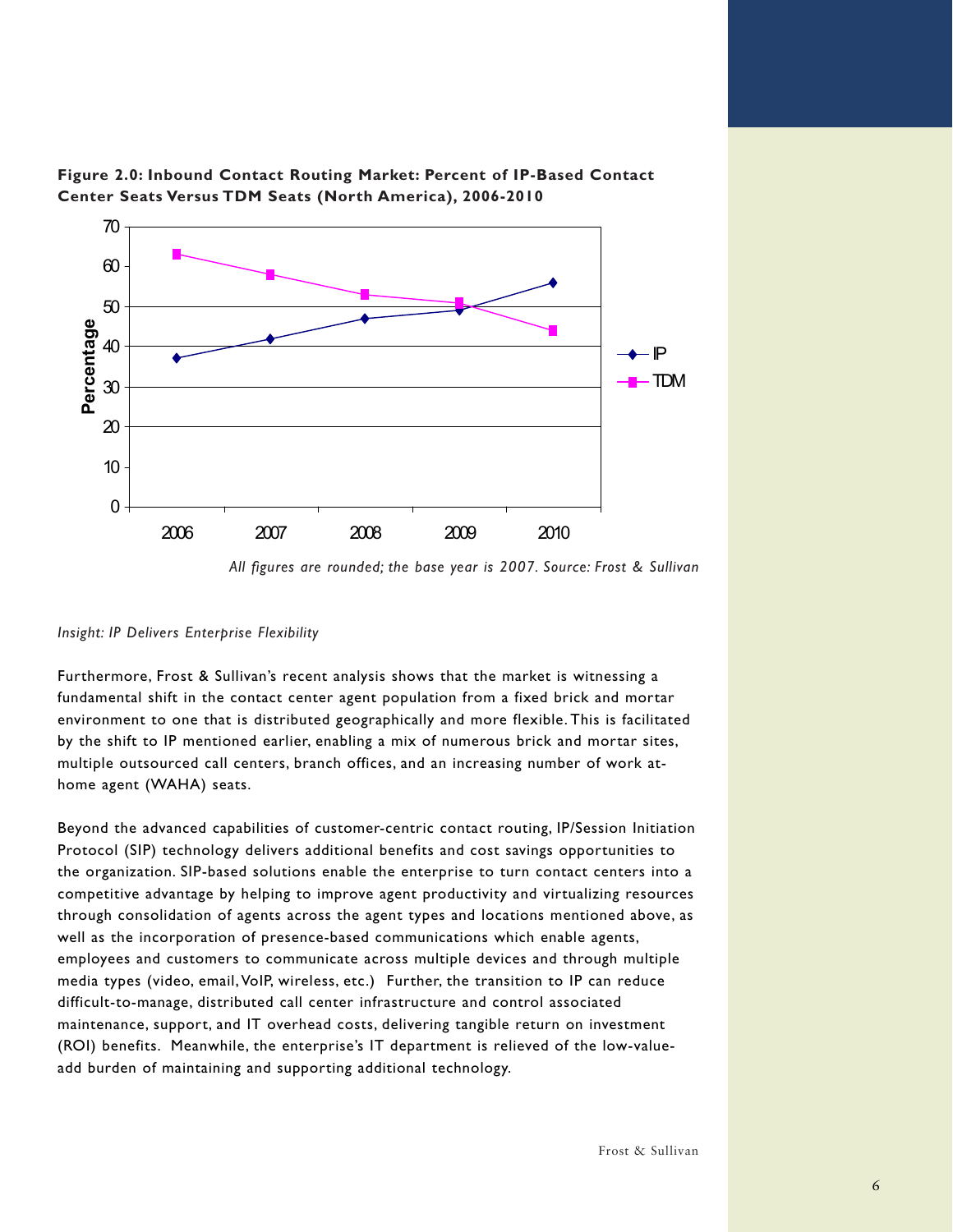**Figure 2.0: Inbound Contact Routing Market: Percent of IP-Based Contact Center Seats Versus TDM Seats (North America), 2006-2010**

*All figures are rounded; the base year is 2007. Source: Frost & Sullivan*

*Insight: IP Delivers Enterprise Flexibility*

Furthermore, Frost & Sullivan's recent analysis shows that the market is witnessing a fundamental shift in the contact center agent population from a fixed brick and mortar environment to one that is distributed geographically and more flexible. This is facilitated by the shift to IP mentioned earlier, enabling a mix of numerous brick and mortar sites, multiple outsourced call centers, branch offices, and an increasing number of work at-home agent (WAHA) seats.

Beyond the advanced capabilities of customer-centric contact routing, IP/Session Initiation Protocol (SIP) technology delivers additional benefits and cost savings opportunities to the organization. SIP-based solutions enable the enterprise to turn contact centers into a competitive advantage by helping to improve agent productivity and virtualizing resources through consolidation of agents across the agent types and locations mentioned above, as well as the incorporation of presence-based communications which enable agents, employees and customers to communicate across multiple devices and through multiple media types (video, email, VoIP, wireless, etc.) Further, the transition to IP can reduce difficult-to-manage, distributed call center infrastructure and control associated maintenance, support, and IT overhead costs, delivering tangible return on investment (ROI) benefits. Meanwhile, the enterprise's IT department is relieved of the low-value-add burden of maintaining and supporting additional technology.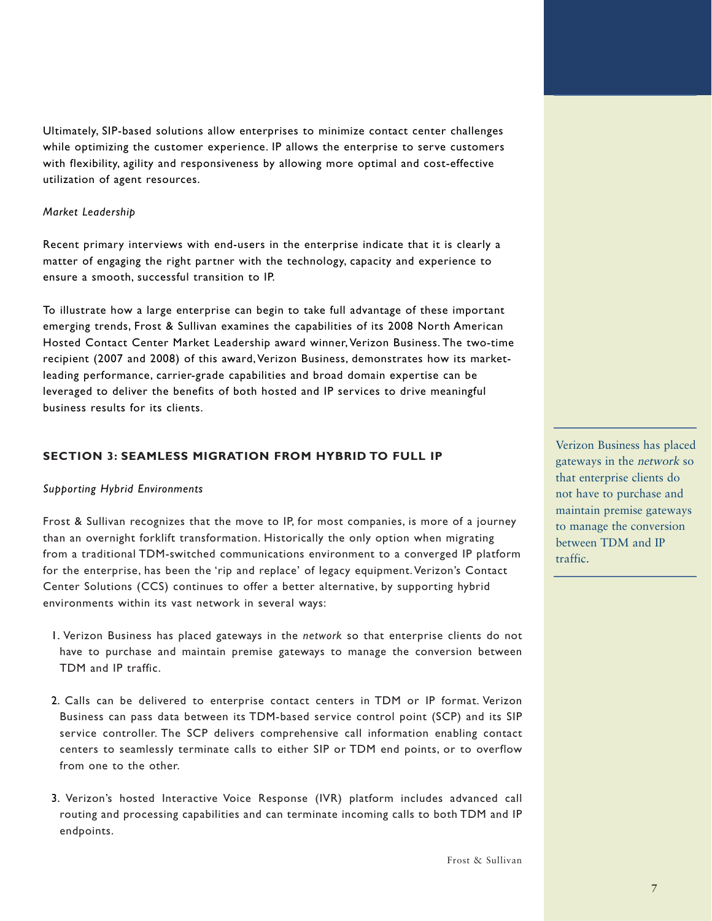Ultimately, SIP-based solutions allow enterprises to minimize contact center challenges while optimizing the customer experience. IP allows the enterprise to serve customers with flexibility, agility and responsiveness by allowing more optimal and cost-effective utilization of agent resources.

*Market Leadership*

Recent primary interviews with end-users in the enterprise indicate that it is clearly a matter of engaging the right partner with the technology, capacity and experience to ensure a smooth, successful transition to IP.

To illustrate how a large enterprise can begin to take full advantage of these important emerging trends, Frost & Sullivan examines the capabilities of its 2008 North American Hosted Contact Center Market Leadership award winner, Verizon Business. The two-time recipient (2007 and 2008) of this award, Verizon Business, demonstrates how its market-leading performance, carrier-grade capabilities and broad domain expertise can be leveraged to deliver the benefits of both hosted and IP services to drive meaningful business results for its clients.

## SECTION 3: SEAMLESS MIGRATION FROM HYBRID TO FULL IP

*Supporting Hybrid Environments*

Frost & Sullivan recognizes that the move to IP, for most companies, is more of a journey than an overnight forklift transformation. Historically the only option when migrating from a traditional TDM-switched communications environment to a converged IP platform for the enterprise, has been the 'rip and replace' of legacy equipment. Verizon's Contact Center Solutions (CCS) continues to offer a better alternative, by supporting hybrid environments within its vast network in several ways:

1. Verizon Business has placed gateways in the *network* so that enterprise clients do not have to purchase and maintain premise gateways to manage the conversion between TDM and IP traffic.

2. Calls can be delivered to enterprise contact centers in TDM or IP format. Verizon Business can pass data between its TDM-based service control point (SCP) and its SIP service controller. The SCP delivers comprehensive call information enabling contact centers to seamlessly terminate calls to either SIP or TDM end points, or to overflow from one to the other.

3. Verizon's hosted Interactive Voice Response (IVR) platform includes advanced call routing and processing capabilities and can terminate incoming calls to both TDM and IP endpoints.

> Verizon Business has placed gateways in the *network* so that enterprise clients do not have to purchase and maintain premise gateways to manage the conversion between TDM and IP traffic.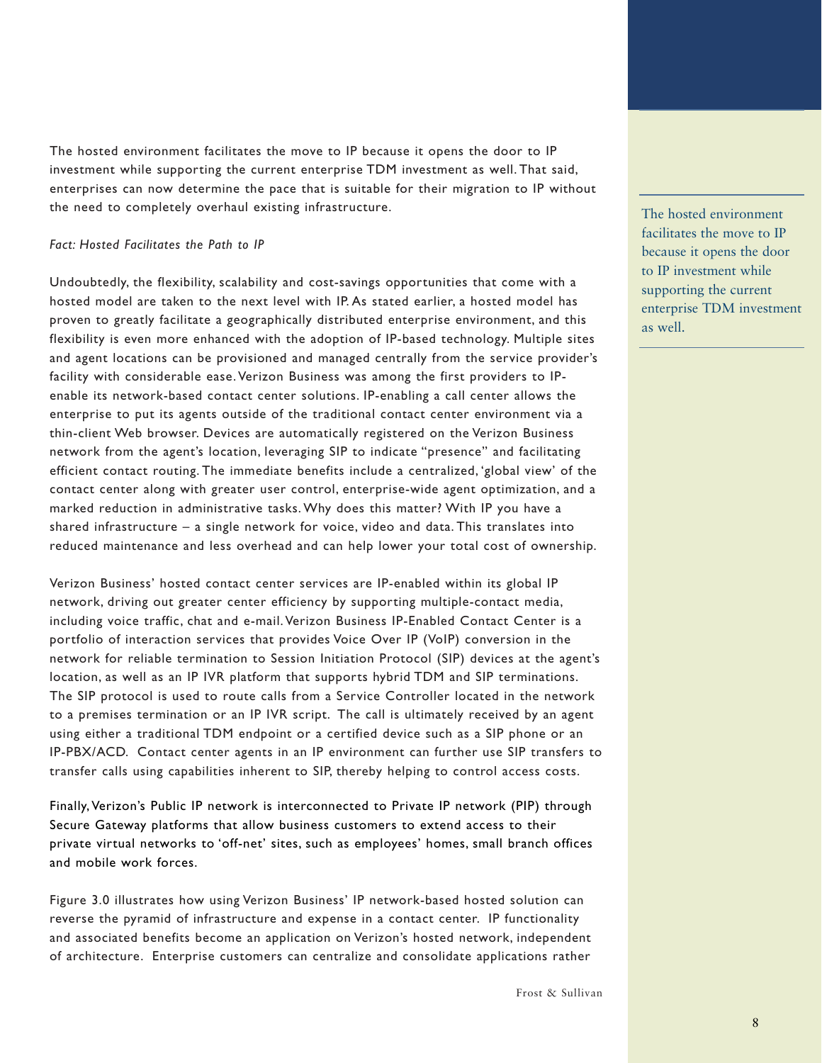The hosted environment facilitates the move to IP because it opens the door to IP investment while supporting the current enterprise TDM investment as well. That said, enterprises can now determine the pace that is suitable for their migration to IP without the need to completely overhaul existing infrastructure.

*Fact: Hosted Facilitates the Path to IP*

Undoubtedly, the flexibility, scalability and cost-savings opportunities that come with a hosted model are taken to the next level with IP. As stated earlier, a hosted model has proven to greatly facilitate a geographically distributed enterprise environment, and this flexibility is even more enhanced with the adoption of IP-based technology. Multiple sites and agent locations can be provisioned and managed centrally from the service provider's facility with considerable ease. Verizon Business was among the first providers to IP-enable its network-based contact center solutions. IP-enabling a call center allows the enterprise to put its agents outside of the traditional contact center environment via a thin-client Web browser. Devices are automatically registered on the Verizon Business network from the agent's location, leveraging SIP to indicate "presence" and facilitating efficient contact routing. The immediate benefits include a centralized, 'global view' of the contact center along with greater user control, enterprise-wide agent optimization, and a marked reduction in administrative tasks. Why does this matter? With IP you have a shared infrastructure – a single network for voice, video and data. This translates into reduced maintenance and less overhead and can help lower your total cost of ownership.

> The hosted environment facilitates the move to IP because it opens the door to IP investment while supporting the current enterprise TDM investment as well.

Verizon Business' hosted contact center services are IP-enabled within its global IP network, driving out greater center efficiency by supporting multiple-contact media, including voice traffic, chat and e-mail. Verizon Business IP-Enabled Contact Center is a portfolio of interaction services that provides Voice Over IP (VoIP) conversion in the network for reliable termination to Session Initiation Protocol (SIP) devices at the agent's location, as well as an IP IVR platform that supports hybrid TDM and SIP terminations. The SIP protocol is used to route calls from a Service Controller located in the network to a premises termination or an IP IVR script. The call is ultimately received by an agent using either a traditional TDM endpoint or a certified device such as a SIP phone or an IP-PBX/ACD. Contact center agents in an IP environment can further use SIP transfers to transfer calls using capabilities inherent to SIP, thereby helping to control access costs.

Finally, Verizon's Public IP network is interconnected to Private IP network (PIP) through Secure Gateway platforms that allow business customers to extend access to their private virtual networks to 'off-net' sites, such as employees' homes, small branch offices and mobile work forces.

Figure 3.0 illustrates how using Verizon Business' IP network-based hosted solution can reverse the pyramid of infrastructure and expense in a contact center. IP functionality and associated benefits become an application on Verizon's hosted network, independent of architecture. Enterprise customers can centralize and consolidate applications rather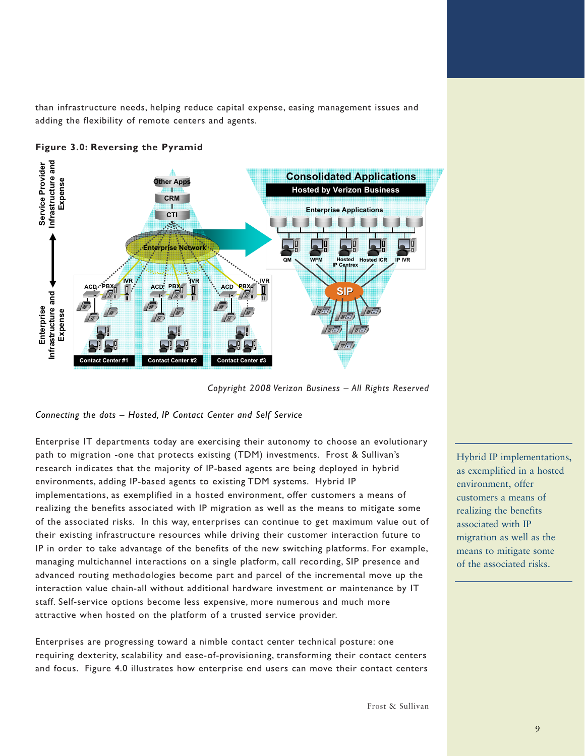than infrastructure needs, helping reduce capital expense, easing management issues and adding the flexibility of remote centers and agents.

**Figure 3.0: Reversing the Pyramid**

*Copyright 2008 Verizon Business – All Rights Reserved*

*Connecting the dots – Hosted, IP Contact Center and Self Service*

Enterprise IT departments today are exercising their autonomy to choose an evolutionary path to migration -one that protects existing (TDM) investments. Frost & Sullivan's research indicates that the majority of IP-based agents are being deployed in hybrid environments, adding IP-based agents to existing TDM systems. Hybrid IP implementations, as exemplified in a hosted environment, offer customers a means of realizing the benefits associated with IP migration as well as the means to mitigate some of the associated risks. In this way, enterprises can continue to get maximum value out of their existing infrastructure resources while driving their customer interaction future to IP in order to take advantage of the benefits of the new switching platforms. For example, managing multichannel interactions on a single platform, call recording, SIP presence and advanced routing methodologies become part and parcel of the incremental move up the interaction value chain-all without additional hardware investment or maintenance by IT staff. Self-service options become less expensive, more numerous and much more attractive when hosted on the platform of a trusted service provider.

> Hybrid IP implementations, as exemplified in a hosted environment, offer customers a means of realizing the benefits associated with IP migration as well as the means to mitigate some of the associated risks.

Enterprises are progressing toward a nimble contact center technical posture: one requiring dexterity, scalability and ease-of-provisioning, transforming their contact centers and focus. Figure 4.0 illustrates how enterprise end users can move their contact centers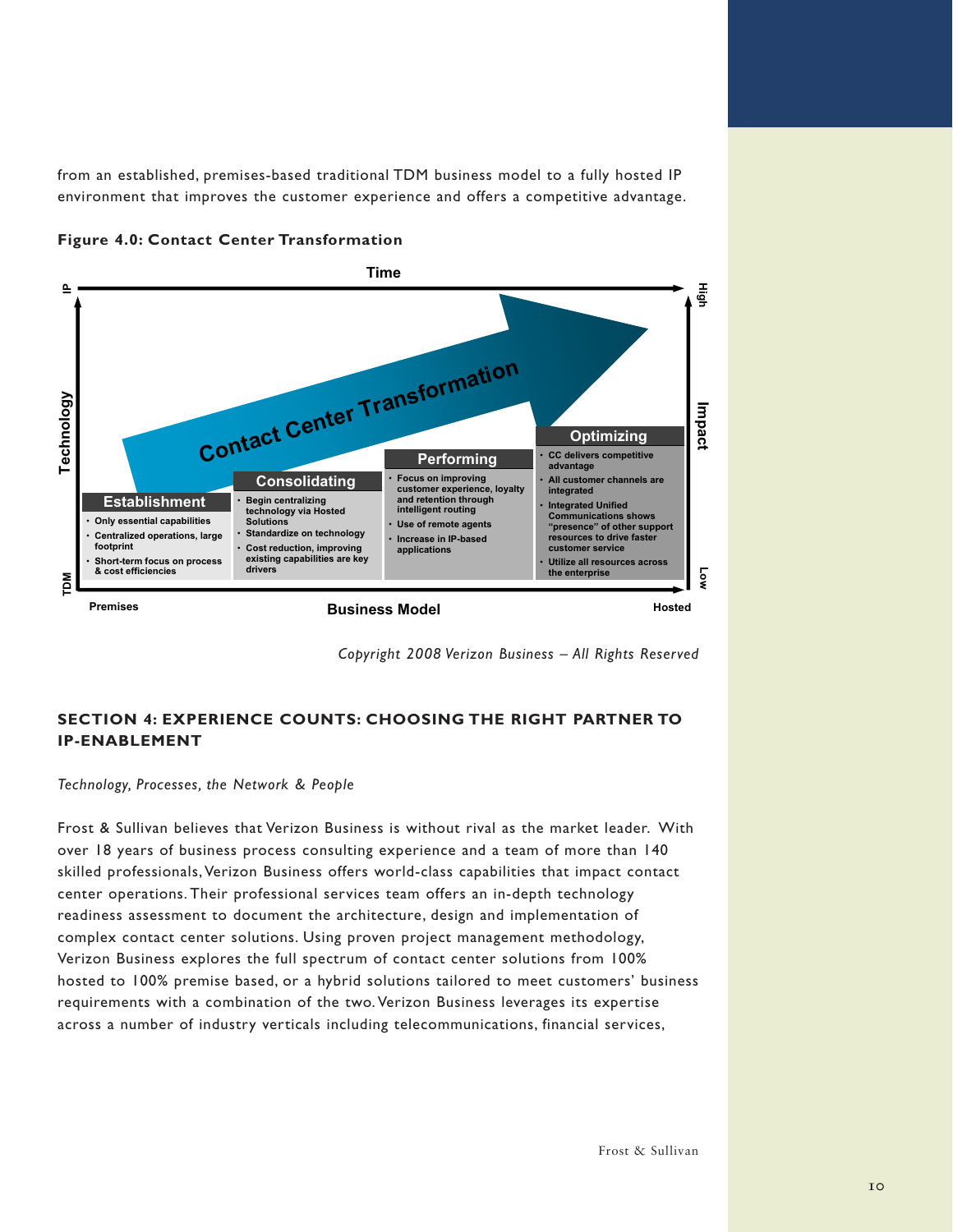from an established, premises-based traditional TDM business model to a fully hosted IP environment that improves the customer experience and offers a competitive advantage.

**Figure 4.0: Contact Center Transformation**

Time

Technology (TDM → IP) | Impact (Low → High)

Contact Center Transformation

| Establishment | Consolidating | Performing | Optimizing |
|---|---|---|---|
| • Only essential capabilities<br>• Centralized operations, large footprint<br>• Short-term focus on process & cost efficiencies | • Begin centralizing technology via Hosted Solutions<br>• Standardize on technology<br>• Cost reduction, improving existing capabilities are key drivers | • Focus on improving customer experience, loyalty and retention through intelligent routing<br>• Use of remote agents<br>• Increase in IP-based applications | • CC delivers competitive advantage<br>• All customer channels are integrated<br>• Integrated Unified Communications shows "presence" of other support resources to drive faster customer service<br>• Utilize all resources across the enterprise |

Premises — Business Model — Hosted

*Copyright 2008 Verizon Business – All Rights Reserved*

## SECTION 4: EXPERIENCE COUNTS: CHOOSING THE RIGHT PARTNER TO IP-ENABLEMENT

*Technology, Processes, the Network & People*

Frost & Sullivan believes that Verizon Business is without rival as the market leader. With over 18 years of business process consulting experience and a team of more than 140 skilled professionals, Verizon Business offers world-class capabilities that impact contact center operations. Their professional services team offers an in-depth technology readiness assessment to document the architecture, design and implementation of complex contact center solutions. Using proven project management methodology, Verizon Business explores the full spectrum of contact center solutions from 100% hosted to 100% premise based, or a hybrid solutions tailored to meet customers' business requirements with a combination of the two. Verizon Business leverages its expertise across a number of industry verticals including telecommunications, financial services,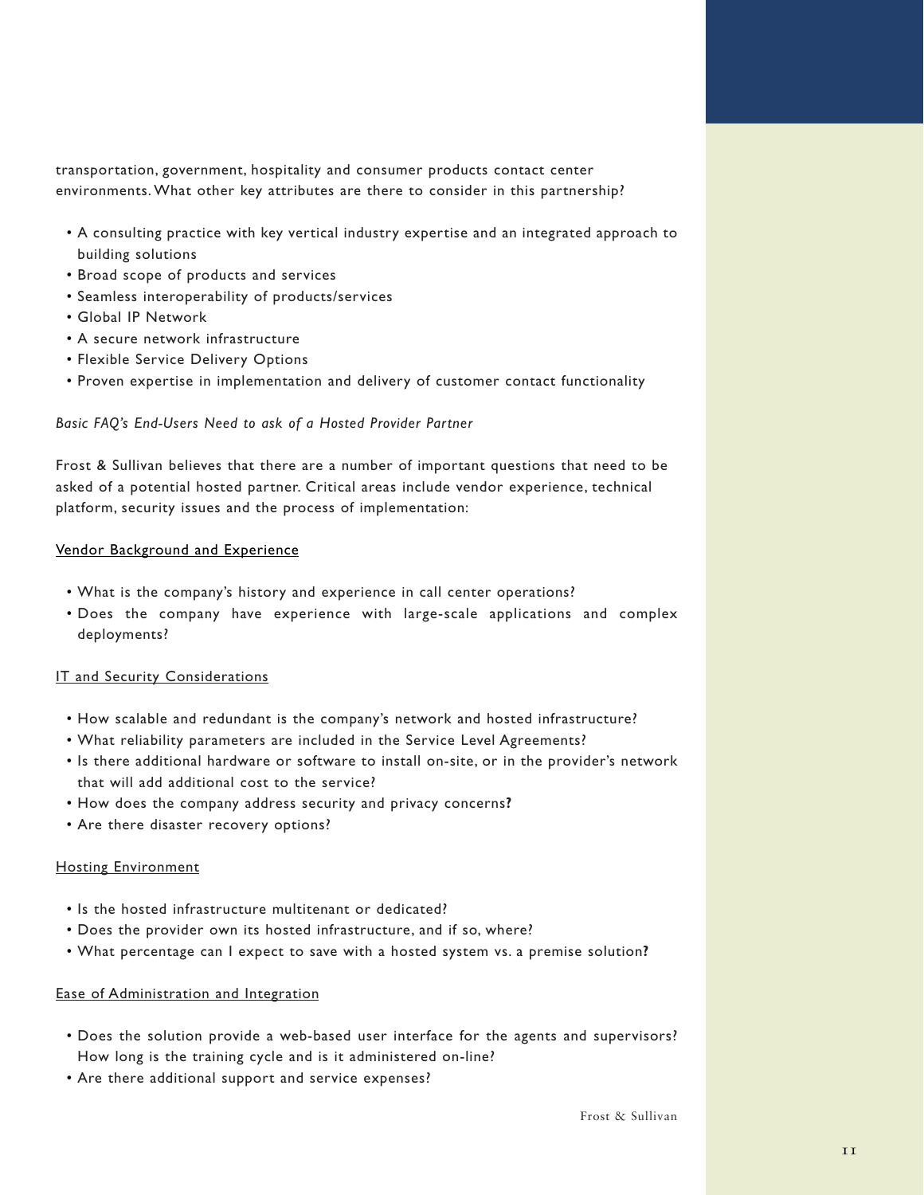transportation, government, hospitality and consumer products contact center environments. What other key attributes are there to consider in this partnership?

- A consulting practice with key vertical industry expertise and an integrated approach to building solutions
- Broad scope of products and services
- Seamless interoperability of products/services
- Global IP Network
- A secure network infrastructure
- Flexible Service Delivery Options
- Proven expertise in implementation and delivery of customer contact functionality

*Basic FAQ's End-Users Need to ask of a Hosted Provider Partner*

Frost & Sullivan believes that there are a number of important questions that need to be asked of a potential hosted partner. Critical areas include vendor experience, technical platform, security issues and the process of implementation:

<u>Vendor Background and Experience</u>

- What is the company's history and experience in call center operations?
- Does the company have experience with large-scale applications and complex deployments?

<u>IT and Security Considerations</u>

- How scalable and redundant is the company's network and hosted infrastructure?
- What reliability parameters are included in the Service Level Agreements?
- Is there additional hardware or software to install on-site, or in the provider's network that will add additional cost to the service?
- How does the company address security and privacy concerns**?**
- Are there disaster recovery options?

<u>Hosting Environment</u>

- Is the hosted infrastructure multitenant or dedicated?
- Does the provider own its hosted infrastructure, and if so, where?
- What percentage can I expect to save with a hosted system vs. a premise solution**?**

<u>Ease of Administration and Integration</u>

- Does the solution provide a web-based user interface for the agents and supervisors? How long is the training cycle and is it administered on-line?
- Are there additional support and service expenses?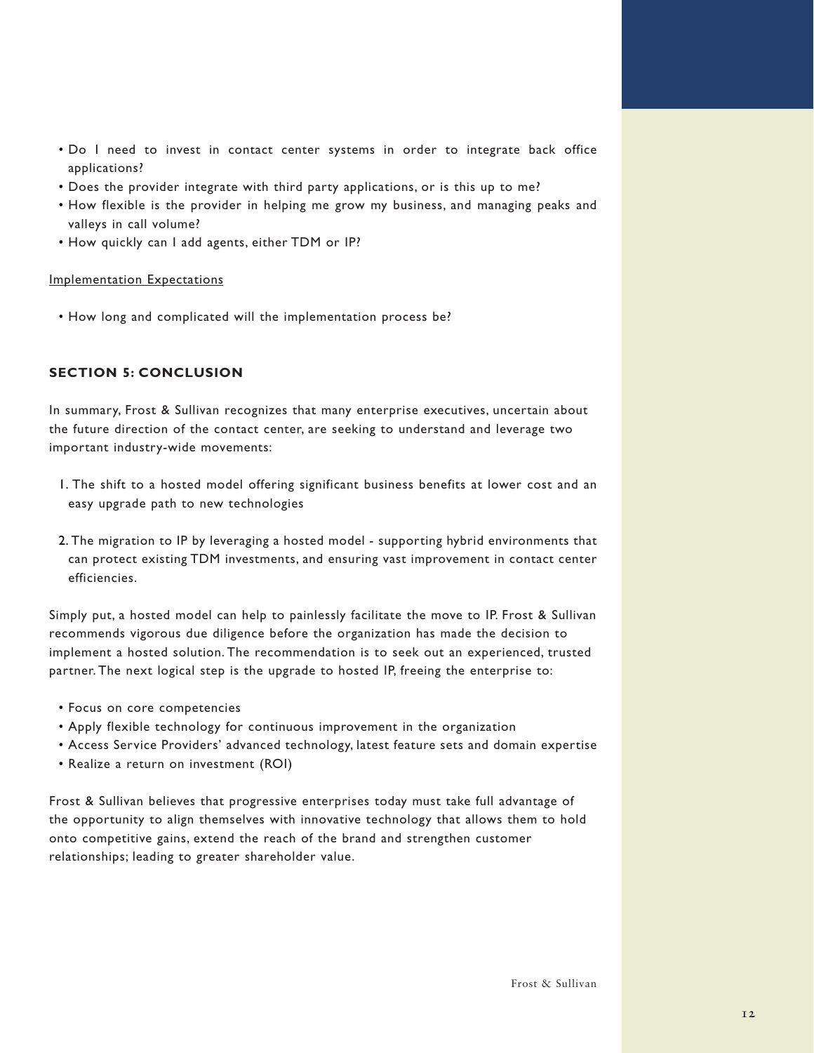- Do I need to invest in contact center systems in order to integrate back office applications?
- Does the provider integrate with third party applications, or is this up to me?
- How flexible is the provider in helping me grow my business, and managing peaks and valleys in call volume?
- How quickly can I add agents, either TDM or IP?

Implementation Expectations

- How long and complicated will the implementation process be?

## SECTION 5: CONCLUSION

In summary, Frost & Sullivan recognizes that many enterprise executives, uncertain about the future direction of the contact center, are seeking to understand and leverage two important industry-wide movements:

1. The shift to a hosted model offering significant business benefits at lower cost and an easy upgrade path to new technologies

2. The migration to IP by leveraging a hosted model - supporting hybrid environments that can protect existing TDM investments, and ensuring vast improvement in contact center efficiencies.

Simply put, a hosted model can help to painlessly facilitate the move to IP. Frost & Sullivan recommends vigorous due diligence before the organization has made the decision to implement a hosted solution. The recommendation is to seek out an experienced, trusted partner. The next logical step is the upgrade to hosted IP, freeing the enterprise to:

- Focus on core competencies
- Apply flexible technology for continuous improvement in the organization
- Access Service Providers' advanced technology, latest feature sets and domain expertise
- Realize a return on investment (ROI)

Frost & Sullivan believes that progressive enterprises today must take full advantage of the opportunity to align themselves with innovative technology that allows them to hold onto competitive gains, extend the reach of the brand and strengthen customer relationships; leading to greater shareholder value.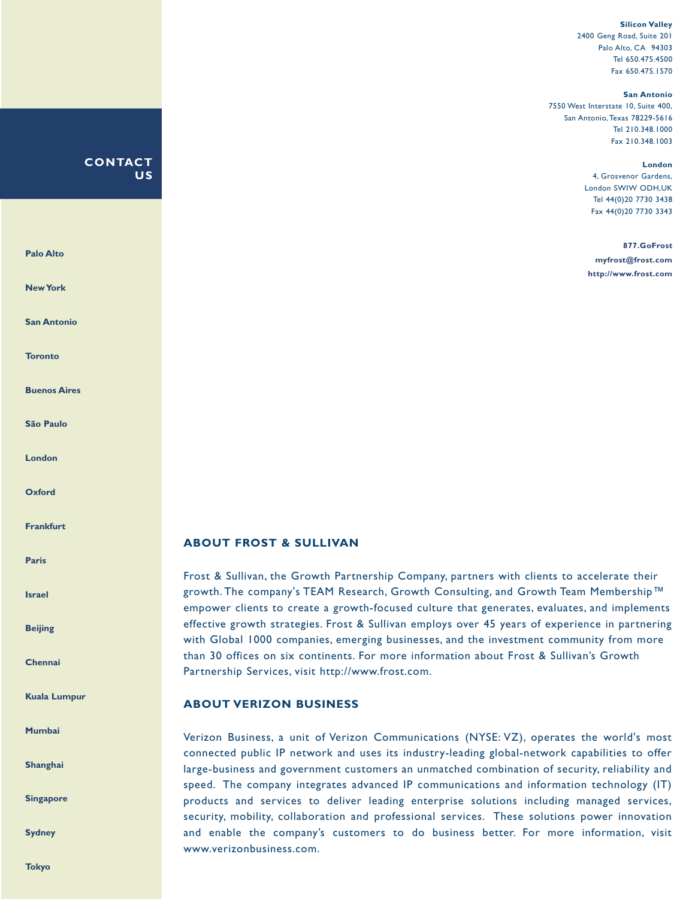## CONTACT US

Palo Alto

New York

San Antonio

Toronto

Buenos Aires

São Paulo

London

Oxford

Frankfurt

Paris

Israel

Beijing

Chennai

Kuala Lumpur

Mumbai

Shanghai

Singapore

Sydney

Tokyo

**Silicon Valley**
2400 Geng Road, Suite 201
Palo Alto, CA 94303
Tel 650.475.4500
Fax 650.475.1570

**San Antonio**
7550 West Interstate 10, Suite 400,
San Antonio, Texas 78229-5616
Tel 210.348.1000
Fax 210.348.1003

**London**
4, Grosvenor Gardens,
London SWIW ODH,UK
Tel 44(0)20 7730 3438
Fax 44(0)20 7730 3343

**877.GoFrost**
**myfrost@frost.com**
**http://www.frost.com**

## ABOUT FROST & SULLIVAN

Frost & Sullivan, the Growth Partnership Company, partners with clients to accelerate their growth. The company's TEAM Research, Growth Consulting, and Growth Team Membership™ empower clients to create a growth-focused culture that generates, evaluates, and implements effective growth strategies. Frost & Sullivan employs over 45 years of experience in partnering with Global 1000 companies, emerging businesses, and the investment community from more than 30 offices on six continents. For more information about Frost & Sullivan's Growth Partnership Services, visit http://www.frost.com.

## ABOUT VERIZON BUSINESS

Verizon Business, a unit of Verizon Communications (NYSE: VZ), operates the world's most connected public IP network and uses its industry-leading global-network capabilities to offer large-business and government customers an unmatched combination of security, reliability and speed. The company integrates advanced IP communications and information technology (IT) products and services to deliver leading enterprise solutions including managed services, security, mobility, collaboration and professional services. These solutions power innovation and enable the company's customers to do business better. For more information, visit www.verizonbusiness.com.